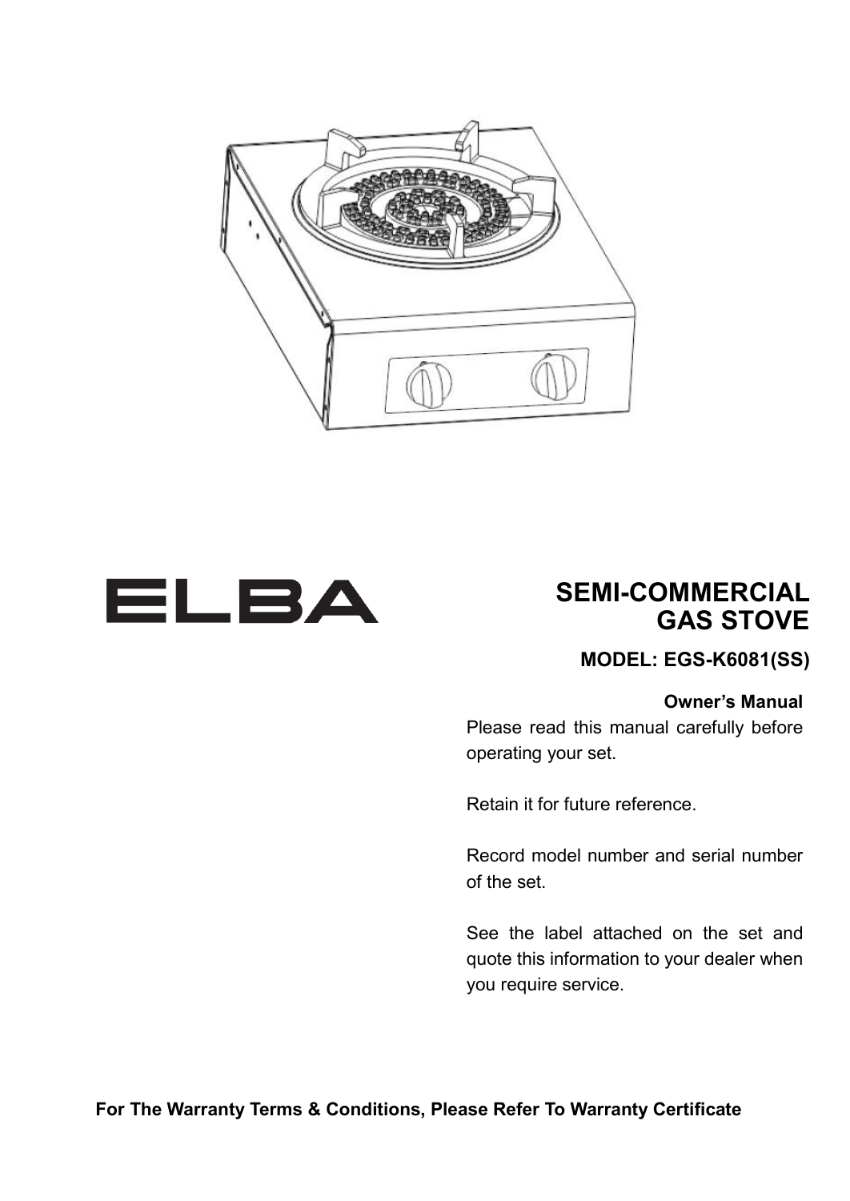ELBA

# SEMI-COMMERCIAL GAS STOVE

**MODEL: EGS-K6081(SS)**

**Owner's Manual**

Please read this manual carefully before operating your set.

Retain it for future reference.

Record model number and serial number of the set.

See the label attached on the set and quote this information to your dealer when you require service.

**For The Warranty Terms & Conditions, Please Refer To Warranty Certificate**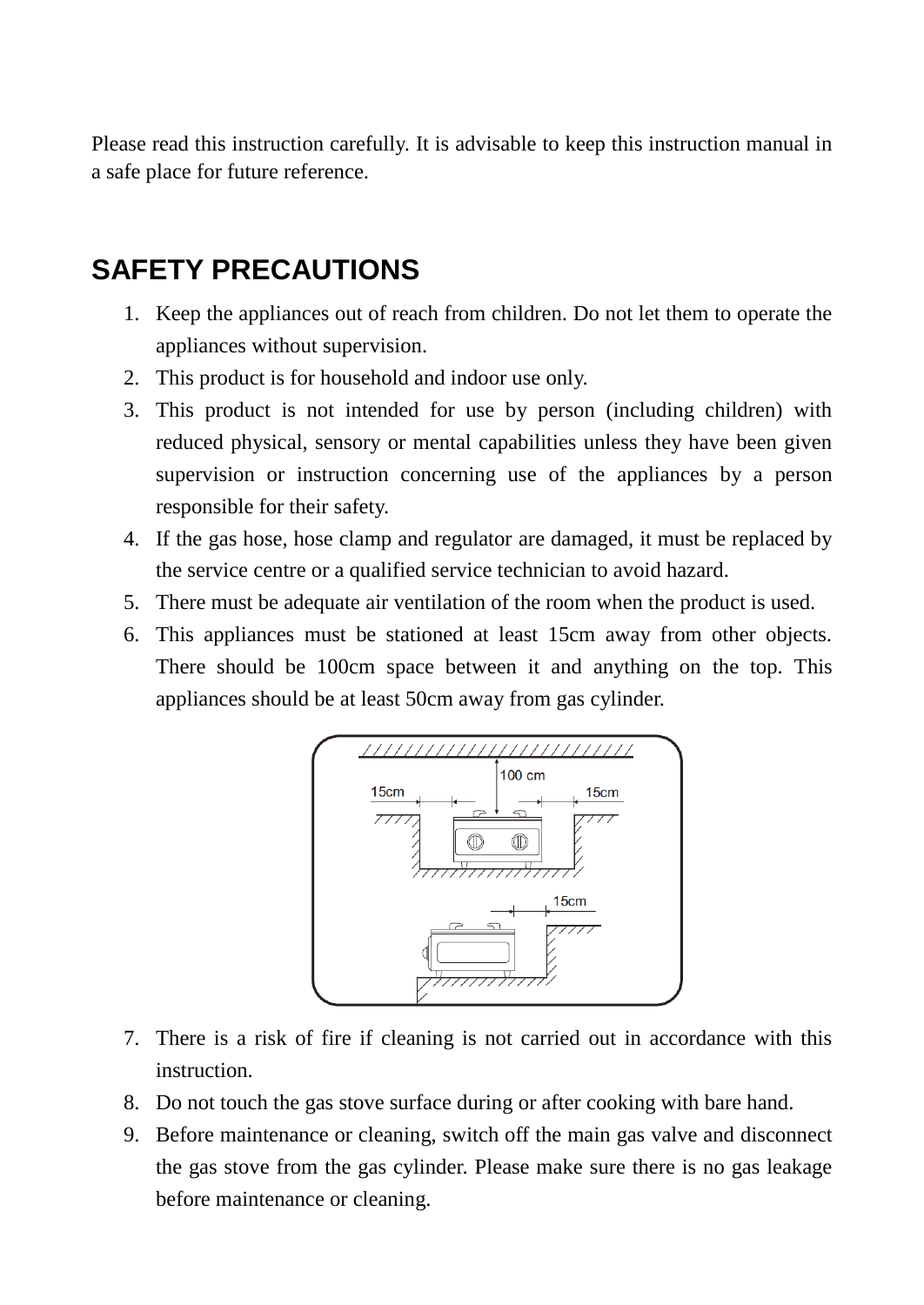Please read this instruction carefully. It is advisable to keep this instruction manual in a safe place for future reference.

## SAFETY PRECAUTIONS

1. Keep the appliances out of reach from children. Do not let them to operate the appliances without supervision.
2. This product is for household and indoor use only.
3. This product is not intended for use by person (including children) with reduced physical, sensory or mental capabilities unless they have been given supervision or instruction concerning use of the appliances by a person responsible for their safety.
4. If the gas hose, hose clamp and regulator are damaged, it must be replaced by the service centre or a qualified service technician to avoid hazard.
5. There must be adequate air ventilation of the room when the product is used.
6. This appliances must be stationed at least 15cm away from other objects. There should be 100cm space between it and anything on the top. This appliances should be at least 50cm away from gas cylinder.
7. There is a risk of fire if cleaning is not carried out in accordance with this instruction.
8. Do not touch the gas stove surface during or after cooking with bare hand.
9. Before maintenance or cleaning, switch off the main gas valve and disconnect the gas stove from the gas cylinder. Please make sure there is no gas leakage before maintenance or cleaning.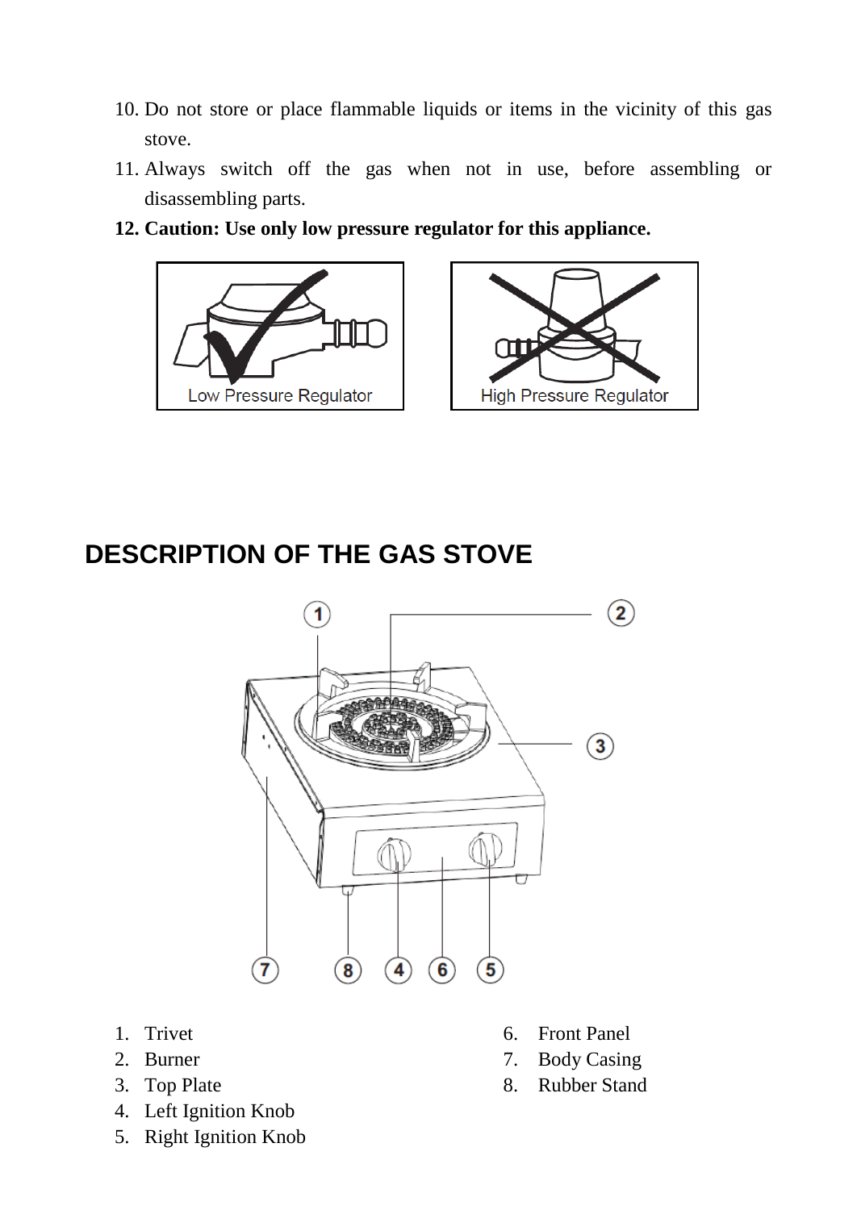10. Do not store or place flammable liquids or items in the vicinity of this gas stove.
11. Always switch off the gas when not in use, before assembling or disassembling parts.
12. **Caution: Use only low pressure regulator for this appliance.**

Low Pressure Regulator

High Pressure Regulator

# DESCRIPTION OF THE GAS STOVE

1. Trivet
2. Burner
3. Top Plate
4. Left Ignition Knob
5. Right Ignition Knob
6. Front Panel
7. Body Casing
8. Rubber Stand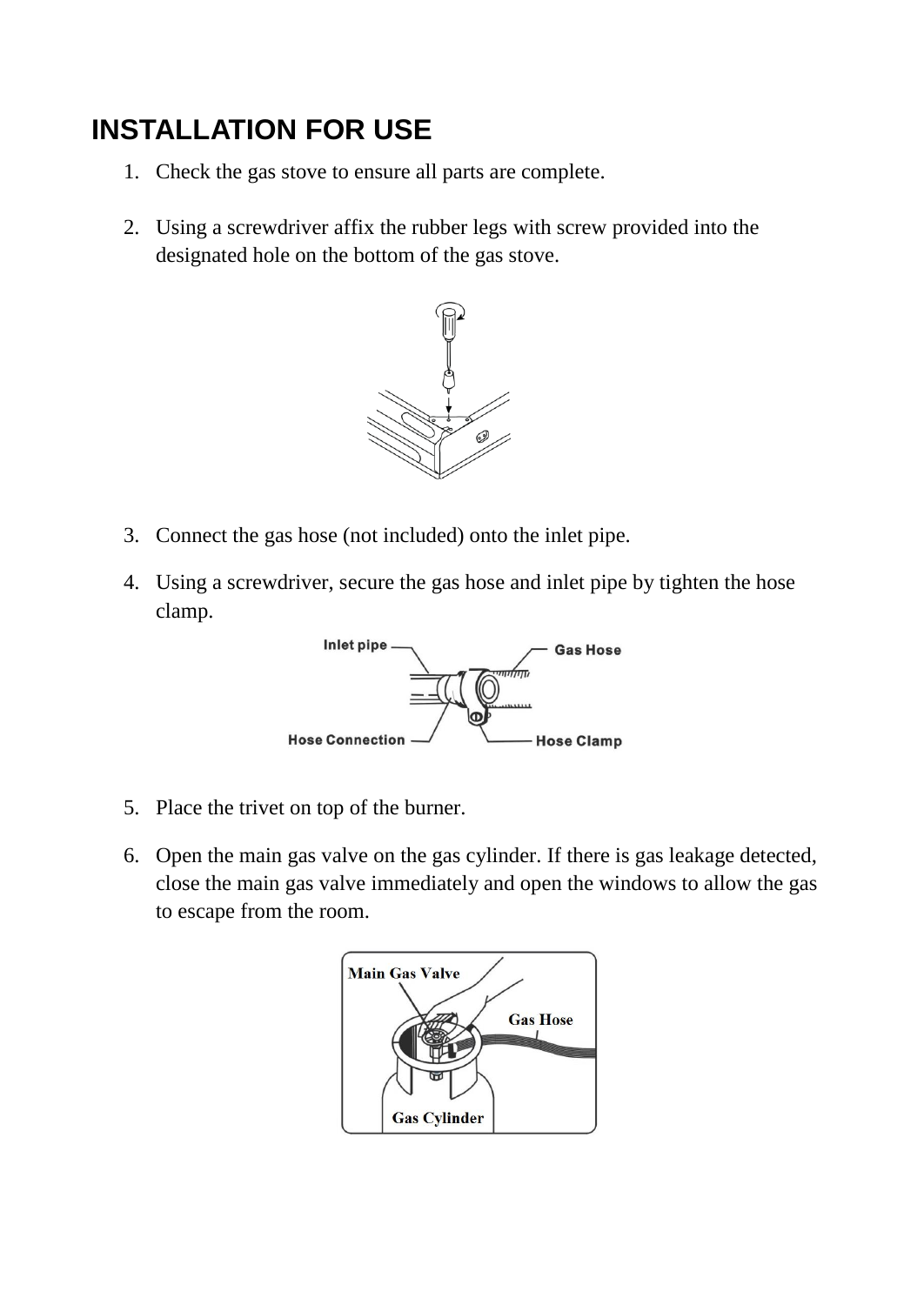# INSTALLATION FOR USE

1. Check the gas stove to ensure all parts are complete.

2. Using a screwdriver affix the rubber legs with screw provided into the designated hole on the bottom of the gas stove.

3. Connect the gas hose (not included) onto the inlet pipe.

4. Using a screwdriver, secure the gas hose and inlet pipe by tighten the hose clamp.

5. Place the trivet on top of the burner.

6. Open the main gas valve on the gas cylinder. If there is gas leakage detected, close the main gas valve immediately and open the windows to allow the gas to escape from the room.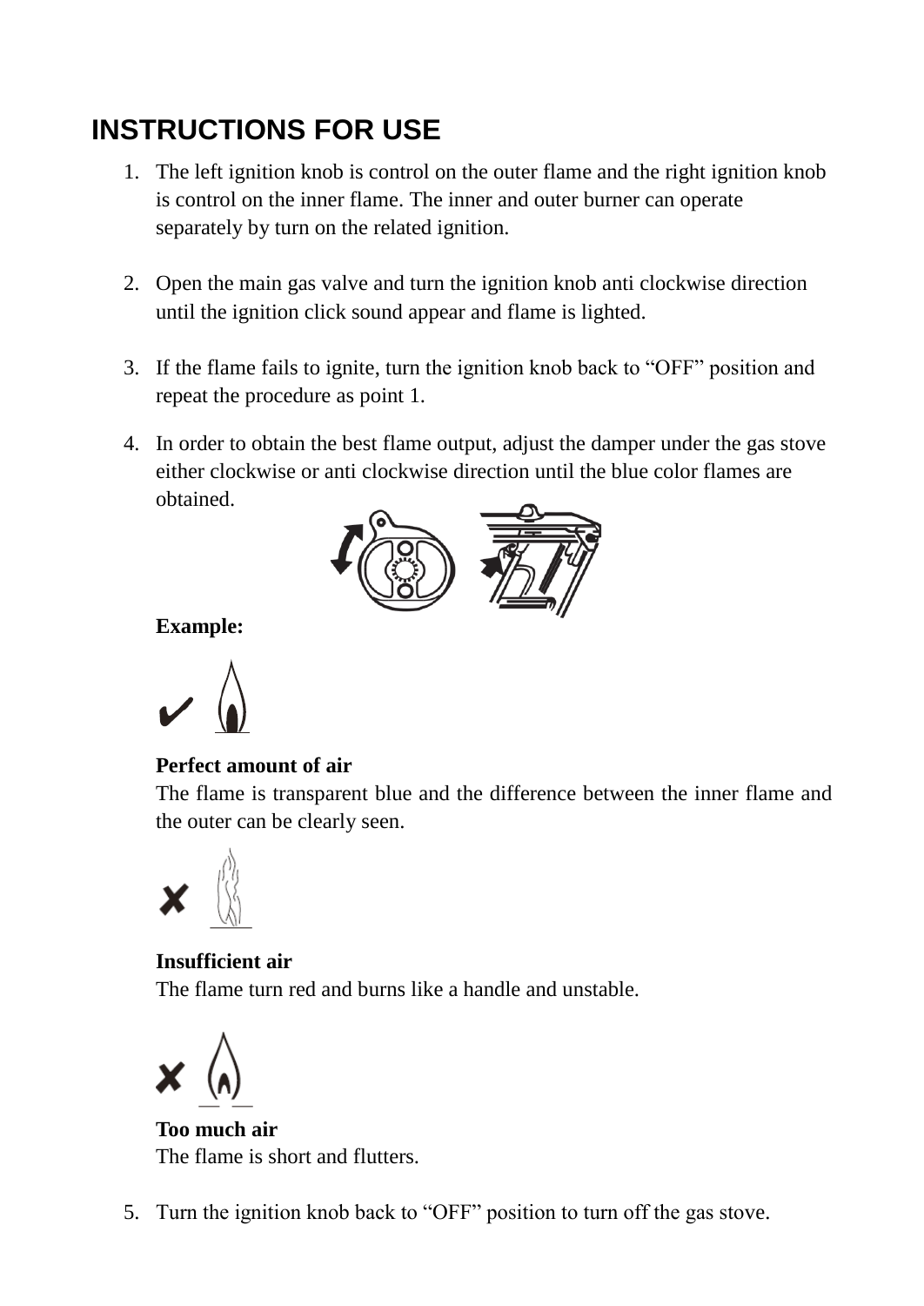## INSTRUCTIONS FOR USE

1. The left ignition knob is control on the outer flame and the right ignition knob is control on the inner flame. The inner and outer burner can operate separately by turn on the related ignition.

2. Open the main gas valve and turn the ignition knob anti clockwise direction until the ignition click sound appear and flame is lighted.

3. If the flame fails to ignite, turn the ignition knob back to "OFF" position and repeat the procedure as point 1.

4. In order to obtain the best flame output, adjust the damper under the gas stove either clockwise or anti clockwise direction until the blue color flames are obtained.

   **Example:**

   ✔

   **Perfect amount of air**
   The flame is transparent blue and the difference between the inner flame and the outer can be clearly seen.

   ✘

   **Insufficient air**
   The flame turn red and burns like a handle and unstable.

   ✘

   **Too much air**
   The flame is short and flutters.

5. Turn the ignition knob back to "OFF" position to turn off the gas stove.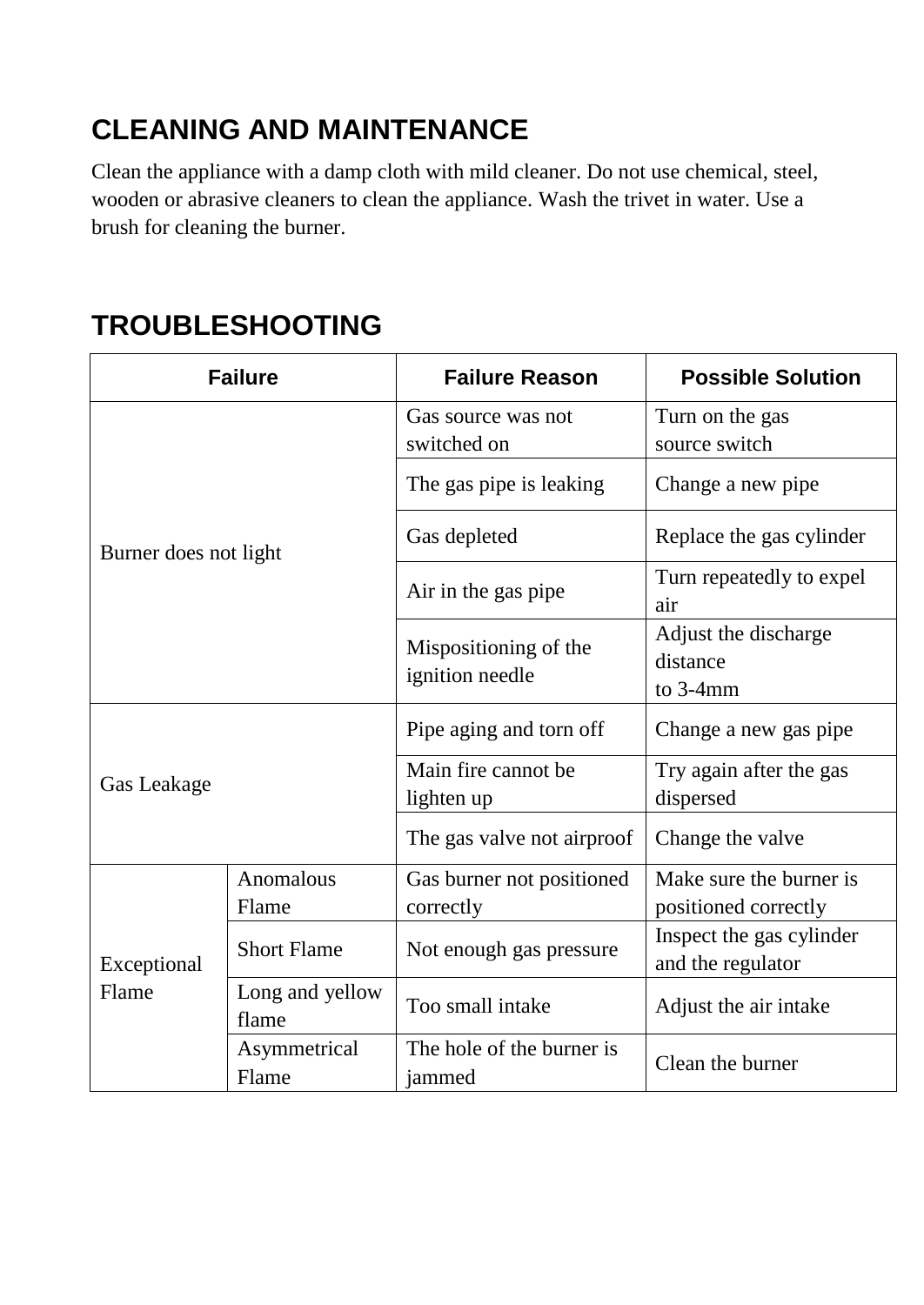## CLEANING AND MAINTENANCE

Clean the appliance with a damp cloth with mild cleaner. Do not use chemical, steel, wooden or abrasive cleaners to clean the appliance. Wash the trivet in water. Use a brush for cleaning the burner.

## TROUBLESHOOTING

| Failure | | Failure Reason | Possible Solution |
|---|---|---|---|
| Burner does not light | | Gas source was not switched on | Turn on the gas source switch |
| | | The gas pipe is leaking | Change a new pipe |
| | | Gas depleted | Replace the gas cylinder |
| | | Air in the gas pipe | Turn repeatedly to expel air |
| | | Mispositioning of the ignition needle | Adjust the discharge distance to 3-4mm |
| Gas Leakage | | Pipe aging and torn off | Change a new gas pipe |
| | | Main fire cannot be lighten up | Try again after the gas dispersed |
| | | The gas valve not airproof | Change the valve |
| Exceptional Flame | Anomalous Flame | Gas burner not positioned correctly | Make sure the burner is positioned correctly |
| | Short Flame | Not enough gas pressure | Inspect the gas cylinder and the regulator |
| | Long and yellow flame | Too small intake | Adjust the air intake |
| | Asymmetrical Flame | The hole of the burner is jammed | Clean the burner |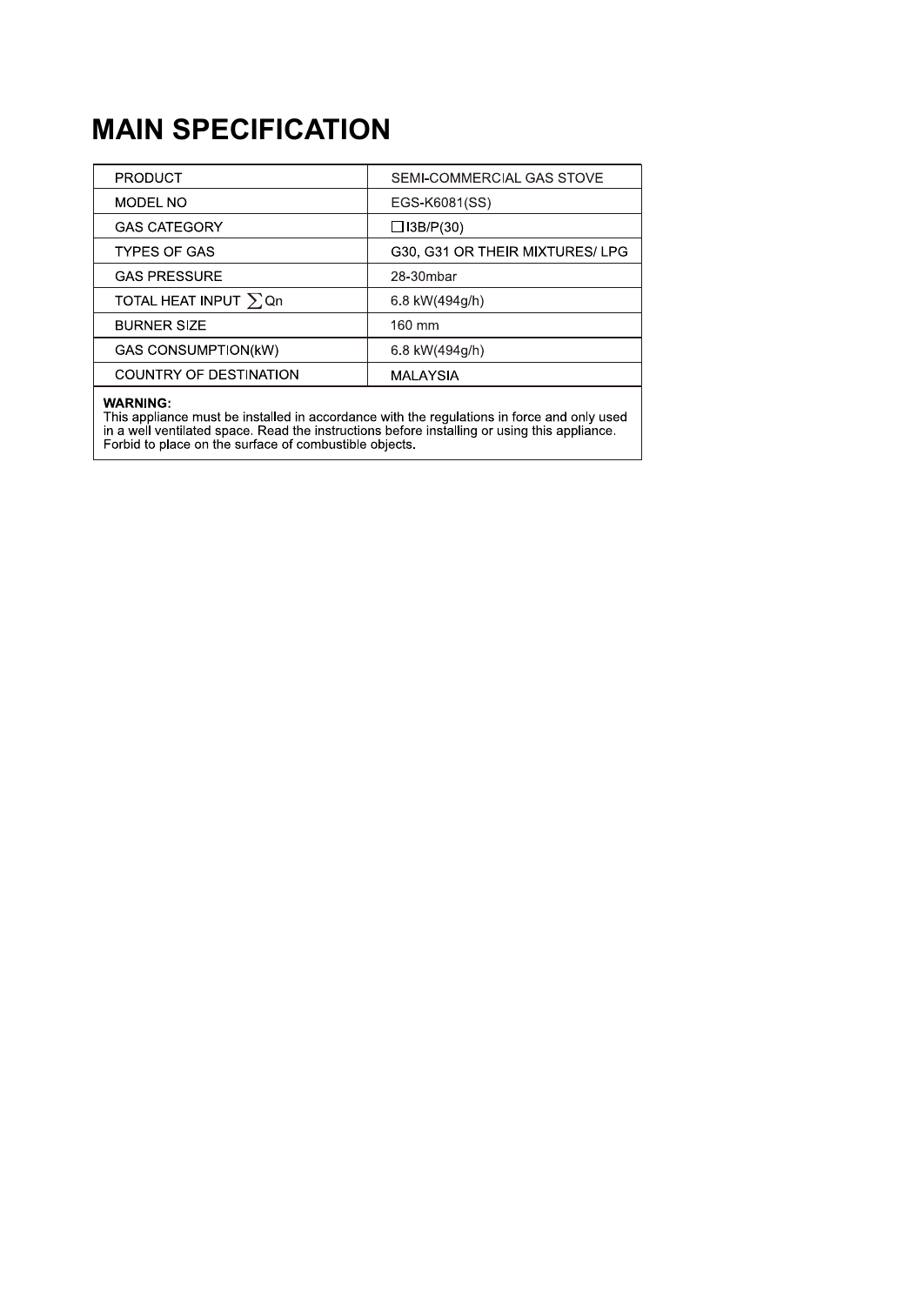# MAIN SPECIFICATION

| | |
|---|---|
| PRODUCT | SEMI-COMMERCIAL GAS STOVE |
| MODEL NO | EGS-K6081(SS) |
| GAS CATEGORY | ☐I3B/P(30) |
| TYPES OF GAS | G30, G31 OR THEIR MIXTURES/ LPG |
| GAS PRESSURE | 28-30mbar |
| TOTAL HEAT INPUT $\sum$Qn | 6.8 kW(494g/h) |
| BURNER SIZE | 160 mm |
| GAS CONSUMPTION(kW) | 6.8 kW(494g/h) |
| COUNTRY OF DESTINATION | MALAYSIA |

**WARNING:**
This appliance must be installed in accordance with the regulations in force and only used in a well ventilated space. Read the instructions before installing or using this appliance. Forbid to place on the surface of combustible objects.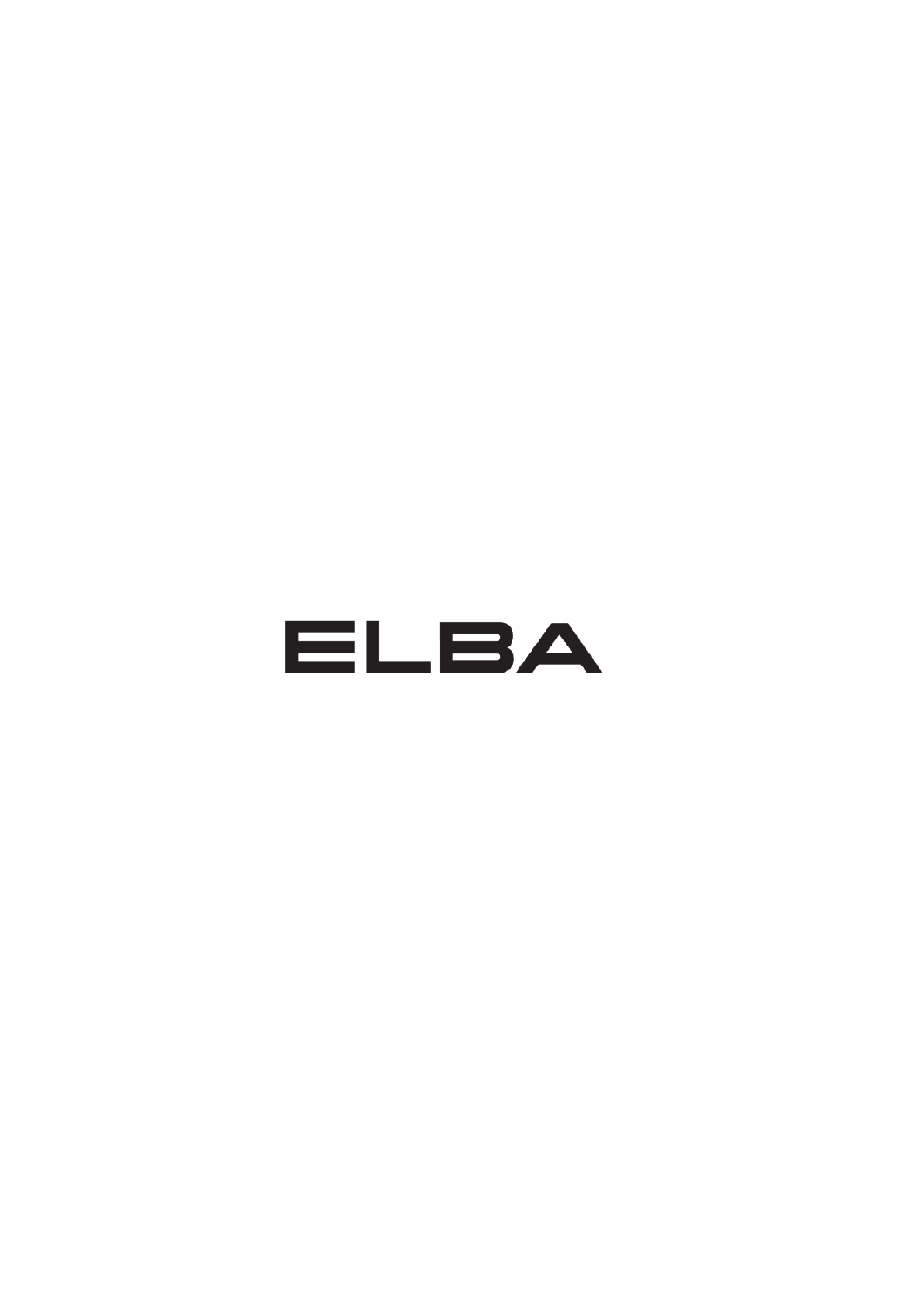ELBA